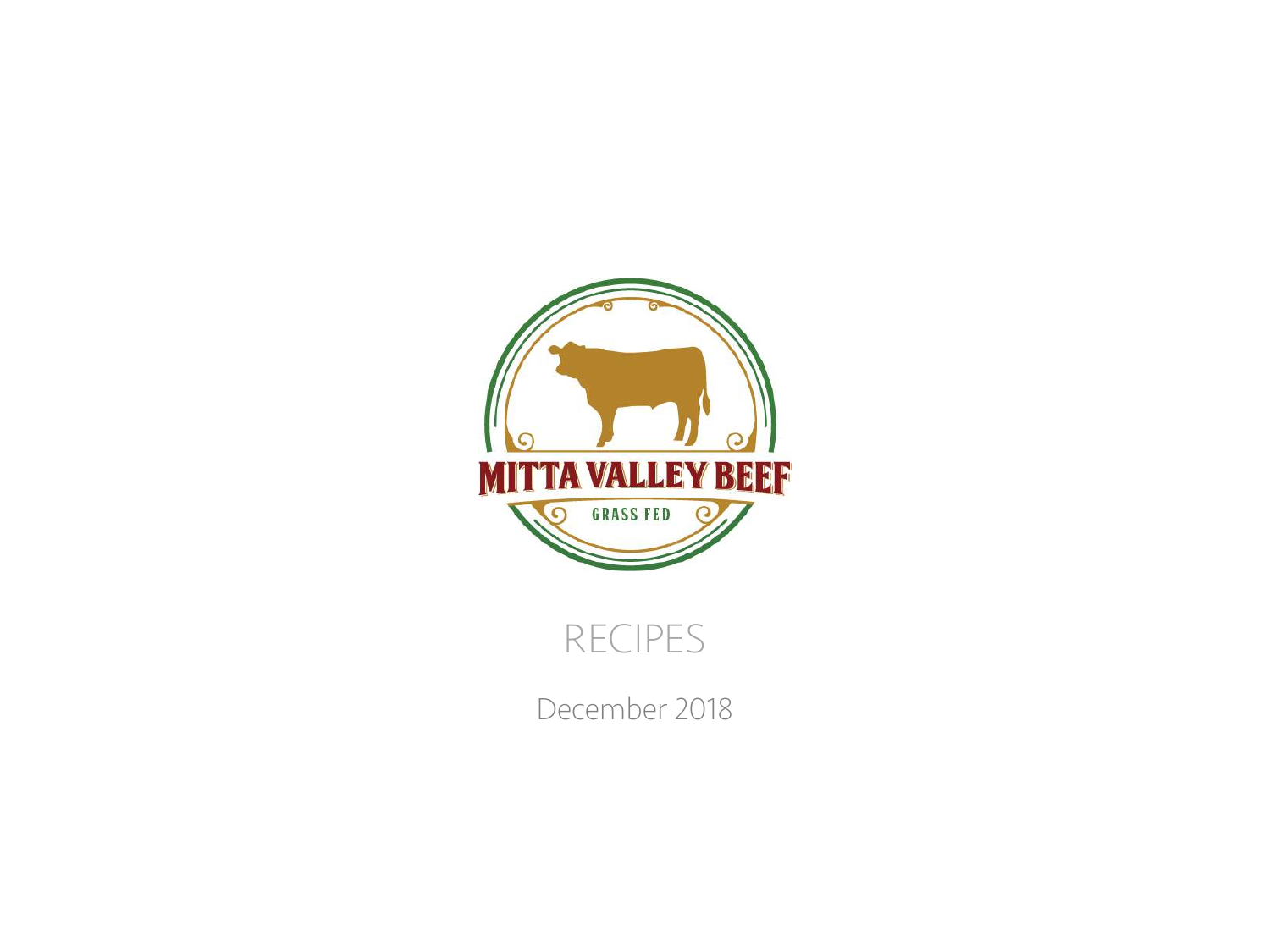MITTA VALLEY BEEF

GRASS FED

# RECIPES

December 2018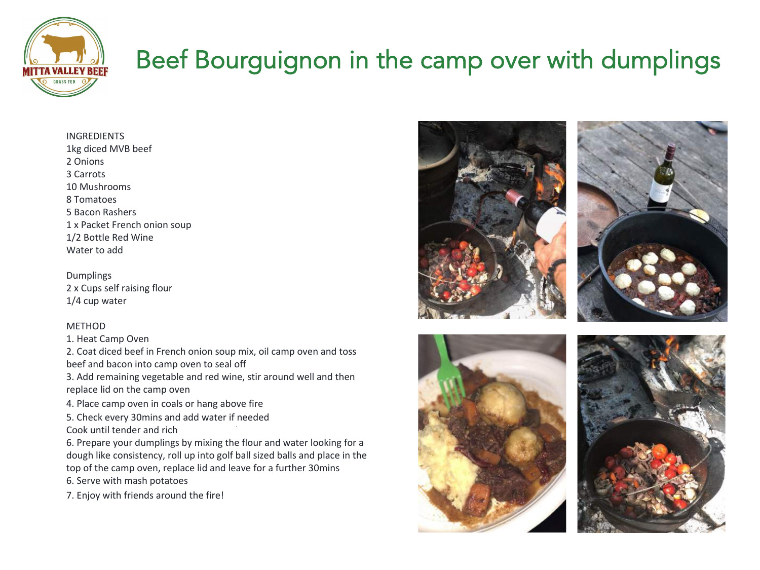# Beef Bourguignon in the camp over with dumplings

INGREDIENTS
1kg diced MVB beef
2 Onions
3 Carrots
10 Mushrooms
8 Tomatoes
5 Bacon Rashers
1 x Packet French onion soup
1/2 Bottle Red Wine
Water to add

Dumplings
2 x Cups self raising flour
1/4 cup water

METHOD
1. Heat Camp Oven
2. Coat diced beef in French onion soup mix, oil camp oven and toss beef and bacon into camp oven to seal off
3. Add remaining vegetable and red wine, stir around well and then replace lid on the camp oven
4. Place camp oven in coals or hang above fire
5. Check every 30mins and add water if needed
Cook until tender and rich
6. Prepare your dumplings by mixing the flour and water looking for a dough like consistency, roll up into golf ball sized balls and place in the top of the camp oven, replace lid and leave for a further 30mins
6. Serve with mash potatoes
7. Enjoy with friends around the fire!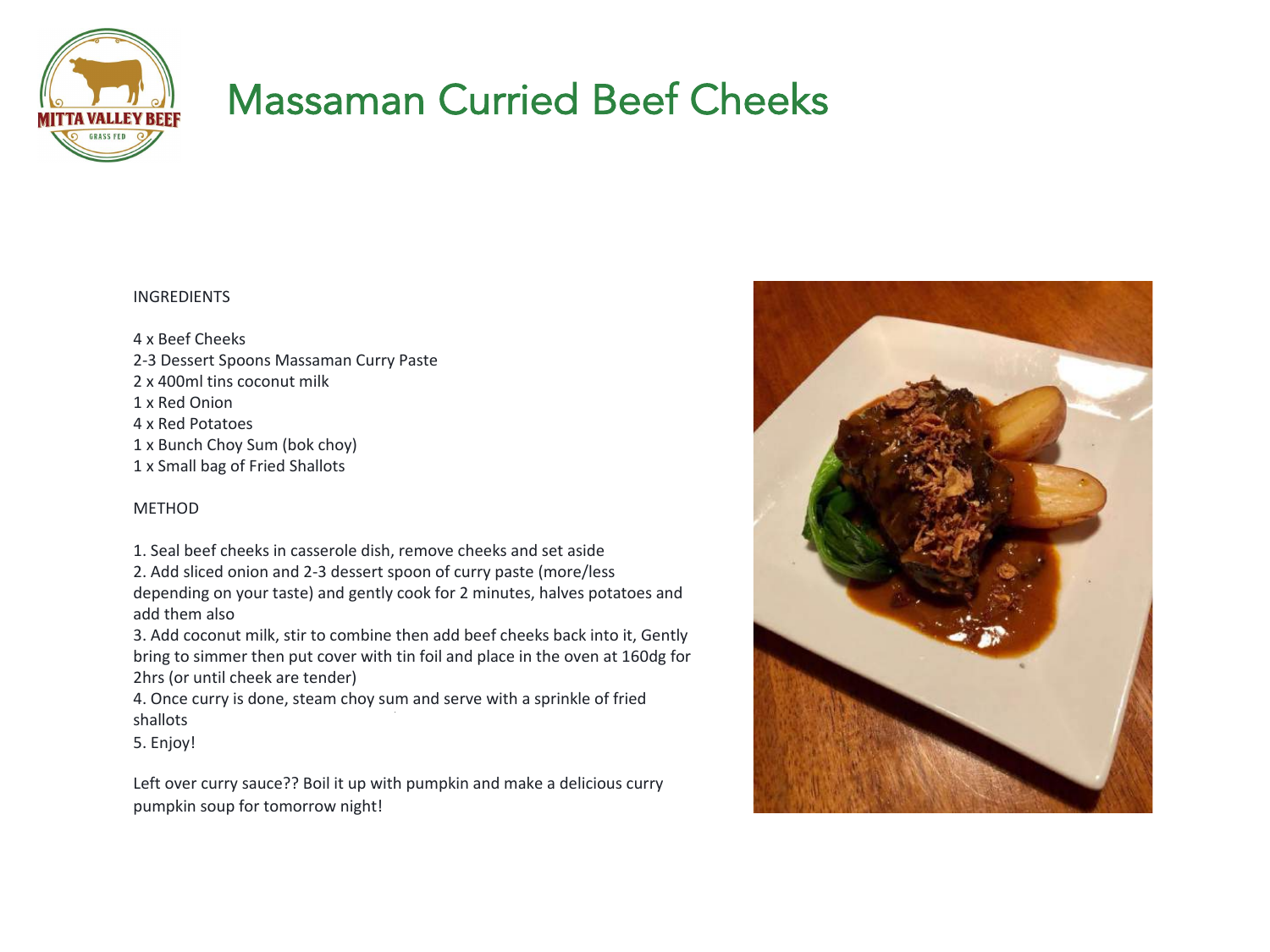# Massaman Curried Beef Cheeks

INGREDIENTS

4 x Beef Cheeks
2-3 Dessert Spoons Massaman Curry Paste
2 x 400ml tins coconut milk
1 x Red Onion
4 x Red Potatoes
1 x Bunch Choy Sum (bok choy)
1 x Small bag of Fried Shallots

METHOD

1. Seal beef cheeks in casserole dish, remove cheeks and set aside
2. Add sliced onion and 2-3 dessert spoon of curry paste (more/less depending on your taste) and gently cook for 2 minutes, halves potatoes and add them also
3. Add coconut milk, stir to combine then add beef cheeks back into it, Gently bring to simmer then put cover with tin foil and place in the oven at 160dg for 2hrs (or until cheek are tender)
4. Once curry is done, steam choy sum and serve with a sprinkle of fried shallots
5. Enjoy!

Left over curry sauce?? Boil it up with pumpkin and make a delicious curry pumpkin soup for tomorrow night!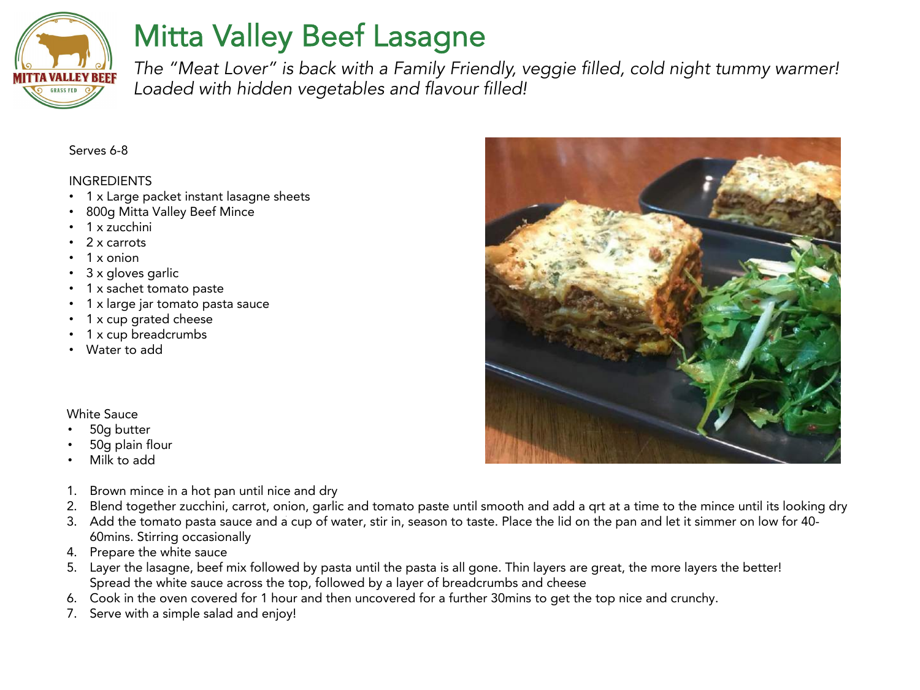# Mitta Valley Beef Lasagne

*The "Meat Lover" is back with a Family Friendly, veggie filled, cold night tummy warmer! Loaded with hidden vegetables and flavour filled!*

Serves 6-8

INGREDIENTS

- 1 x Large packet instant lasagne sheets
- 800g Mitta Valley Beef Mince
- 1 x zucchini
- 2 x carrots
- 1 x onion
- 3 x gloves garlic
- 1 x sachet tomato paste
- 1 x large jar tomato pasta sauce
- 1 x cup grated cheese
- 1 x cup breadcrumbs
- Water to add

White Sauce

- 50g butter
- 50g plain flour
- Milk to add

1. Brown mince in a hot pan until nice and dry
2. Blend together zucchini, carrot, onion, garlic and tomato paste until smooth and add a qrt at a time to the mince until its looking dry
3. Add the tomato pasta sauce and a cup of water, stir in, season to taste. Place the lid on the pan and let it simmer on low for 40-60mins. Stirring occasionally
4. Prepare the white sauce
5. Layer the lasagne, beef mix followed by pasta until the pasta is all gone. Thin layers are great, the more layers the better! Spread the white sauce across the top, followed by a layer of breadcrumbs and cheese
6. Cook in the oven covered for 1 hour and then uncovered for a further 30mins to get the top nice and crunchy.
7. Serve with a simple salad and enjoy!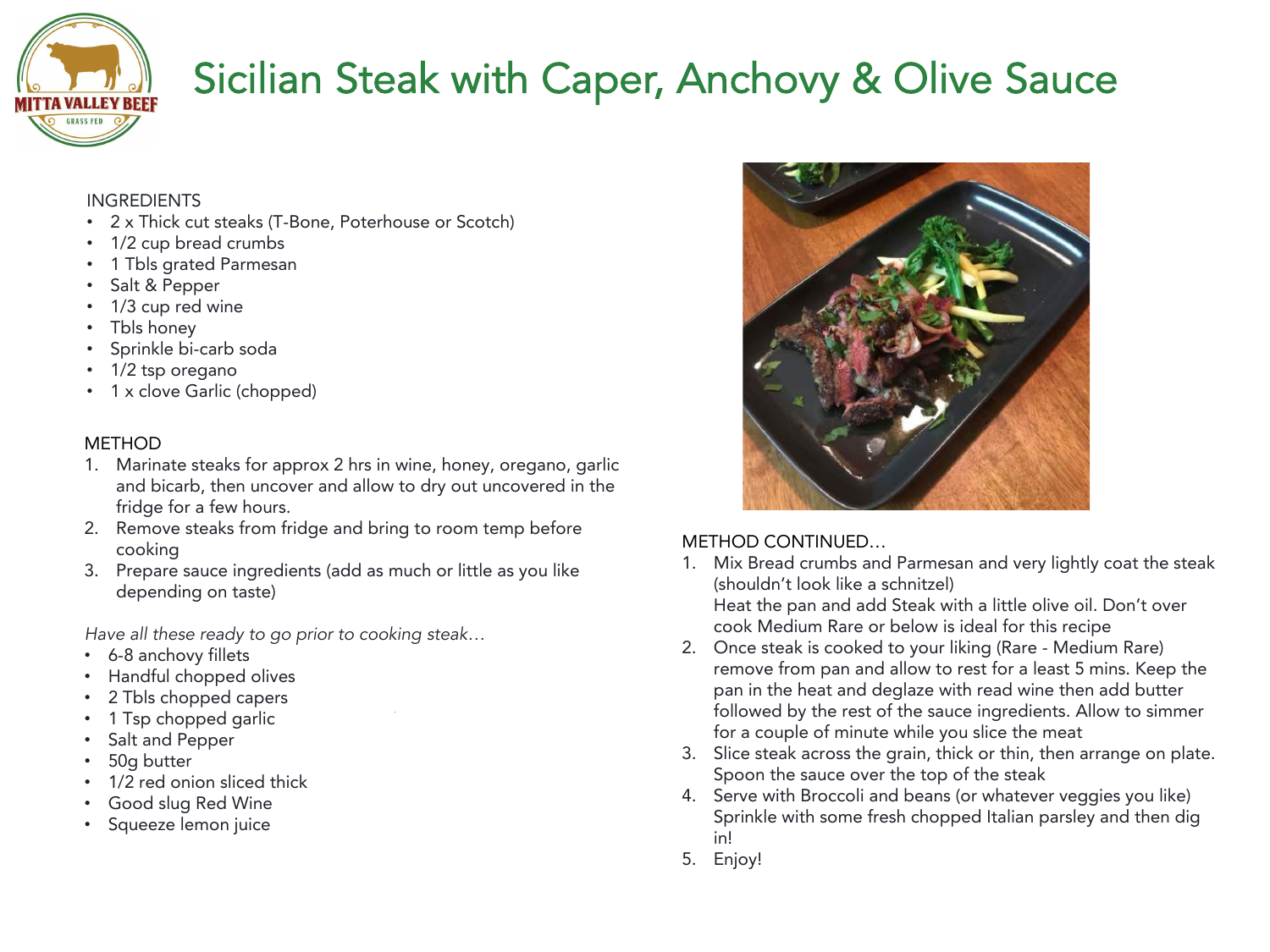# Sicilian Steak with Caper, Anchovy & Olive Sauce

INGREDIENTS

- 2 x Thick cut steaks (T-Bone, Poterhouse or Scotch)
- 1/2 cup bread crumbs
- 1 Tbls grated Parmesan
- Salt & Pepper
- 1/3 cup red wine
- Tbls honey
- Sprinkle bi-carb soda
- 1/2 tsp oregano
- 1 x clove Garlic (chopped)

METHOD

1. Marinate steaks for approx 2 hrs in wine, honey, oregano, garlic and bicarb, then uncover and allow to dry out uncovered in the fridge for a few hours.
2. Remove steaks from fridge and bring to room temp before cooking
3. Prepare sauce ingredients (add as much or little as you like depending on taste)

*Have all these ready to go prior to cooking steak…*

- 6-8 anchovy fillets
- Handful chopped olives
- 2 Tbls chopped capers
- 1 Tsp chopped garlic
- Salt and Pepper
- 50g butter
- 1/2 red onion sliced thick
- Good slug Red Wine
- Squeeze lemon juice

METHOD CONTINUED…

1. Mix Bread crumbs and Parmesan and very lightly coat the steak (shouldn't look like a schnitzel)
   Heat the pan and add Steak with a little olive oil. Don't over cook Medium Rare or below is ideal for this recipe
2. Once steak is cooked to your liking (Rare - Medium Rare) remove from pan and allow to rest for a least 5 mins. Keep the pan in the heat and deglaze with read wine then add butter followed by the rest of the sauce ingredients. Allow to simmer for a couple of minute while you slice the meat
3. Slice steak across the grain, thick or thin, then arrange on plate. Spoon the sauce over the top of the steak
4. Serve with Broccoli and beans (or whatever veggies you like) Sprinkle with some fresh chopped Italian parsley and then dig in!
5. Enjoy!